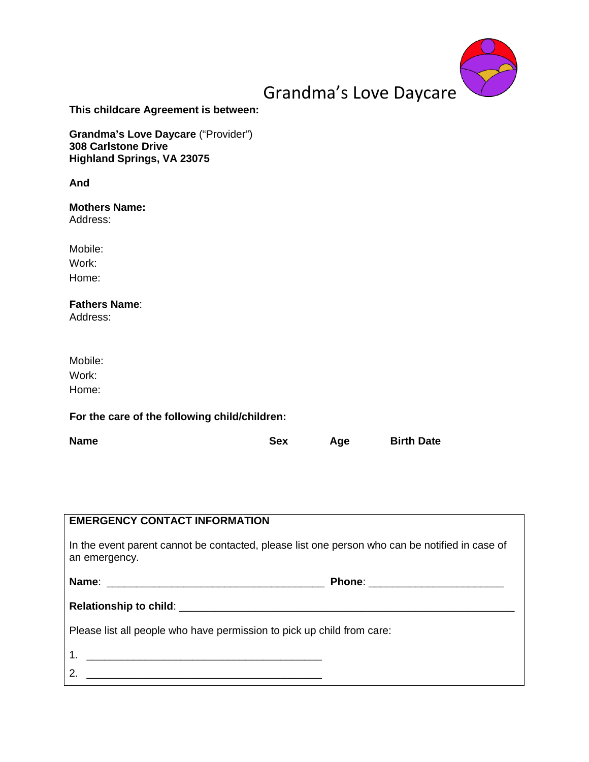# Grandma's Love Daycare

**This childcare Agreement is between:**

**Grandma's Love Daycare** ("Provider")
**308 Carlstone Drive**
**Highland Springs, VA 23075**

**And**

**Mothers Name:**
Address:

Mobile:
Work:
Home:

**Fathers Name**:
Address:

Mobile:
Work:
Home:

**For the care of the following child/children:**

| Name | Sex | Age | Birth Date |
|---|---|---|---|
| | | | |

**EMERGENCY CONTACT INFORMATION**

In the event parent cannot be contacted, please list one person who can be notified in case of an emergency.

**Name**: ____________________________________ **Phone**: ______________________

**Relationship to child**: _______________________________________________________

Please list all people who have permission to pick up child from care:

1. ________________________________________
2. ________________________________________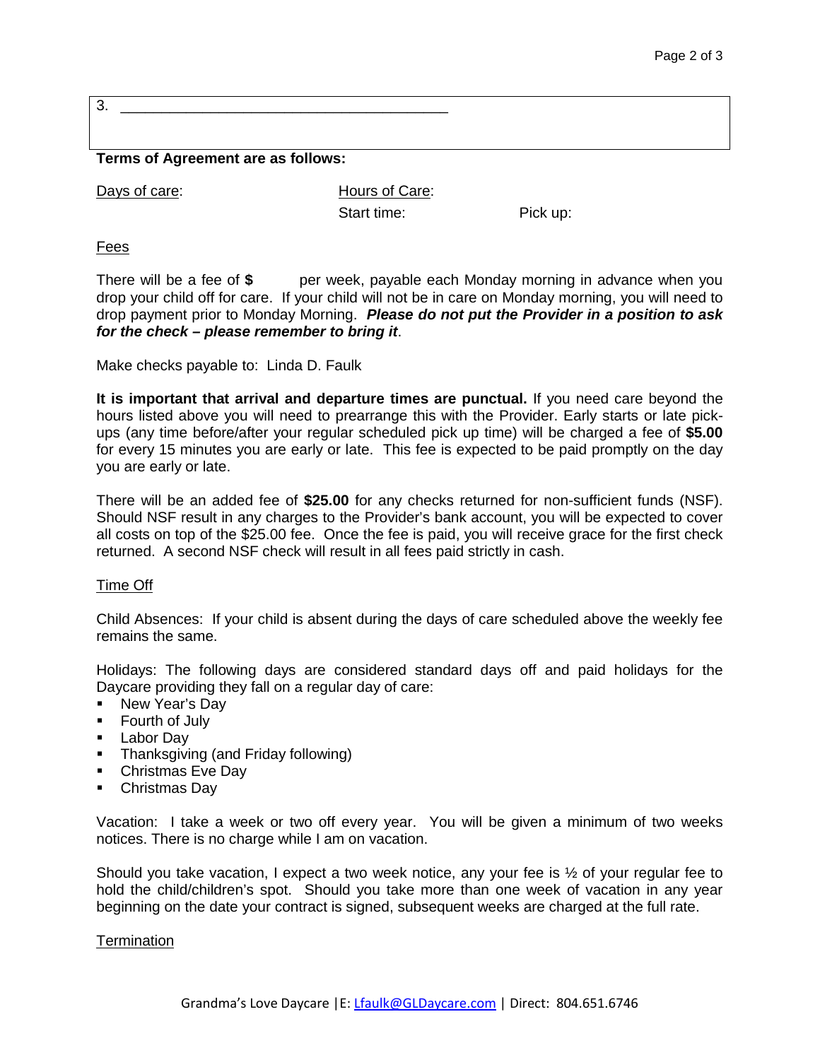3. ________________________________________

**Terms of Agreement are as follows:**

Days of care: Hours of Care:

Start time: Pick up:

Fees

There will be a fee of **$** per week, payable each Monday morning in advance when you drop your child off for care. If your child will not be in care on Monday morning, you will need to drop payment prior to Monday Morning. ***Please do not put the Provider in a position to ask for the check – please remember to bring it***.

Make checks payable to: Linda D. Faulk

**It is important that arrival and departure times are punctual.** If you need care beyond the hours listed above you will need to prearrange this with the Provider. Early starts or late pick-ups (any time before/after your regular scheduled pick up time) will be charged a fee of **$5.00** for every 15 minutes you are early or late. This fee is expected to be paid promptly on the day you are early or late.

There will be an added fee of **$25.00** for any checks returned for non-sufficient funds (NSF). Should NSF result in any charges to the Provider's bank account, you will be expected to cover all costs on top of the $25.00 fee. Once the fee is paid, you will receive grace for the first check returned. A second NSF check will result in all fees paid strictly in cash.

Time Off

Child Absences: If your child is absent during the days of care scheduled above the weekly fee remains the same.

Holidays: The following days are considered standard days off and paid holidays for the Daycare providing they fall on a regular day of care:

- New Year's Day
- Fourth of July
- Labor Day
- Thanksgiving (and Friday following)
- Christmas Eve Day
- Christmas Day

Vacation: I take a week or two off every year. You will be given a minimum of two weeks notices. There is no charge while I am on vacation.

Should you take vacation, I expect a two week notice, any your fee is ½ of your regular fee to hold the child/children's spot. Should you take more than one week of vacation in any year beginning on the date your contract is signed, subsequent weeks are charged at the full rate.

Termination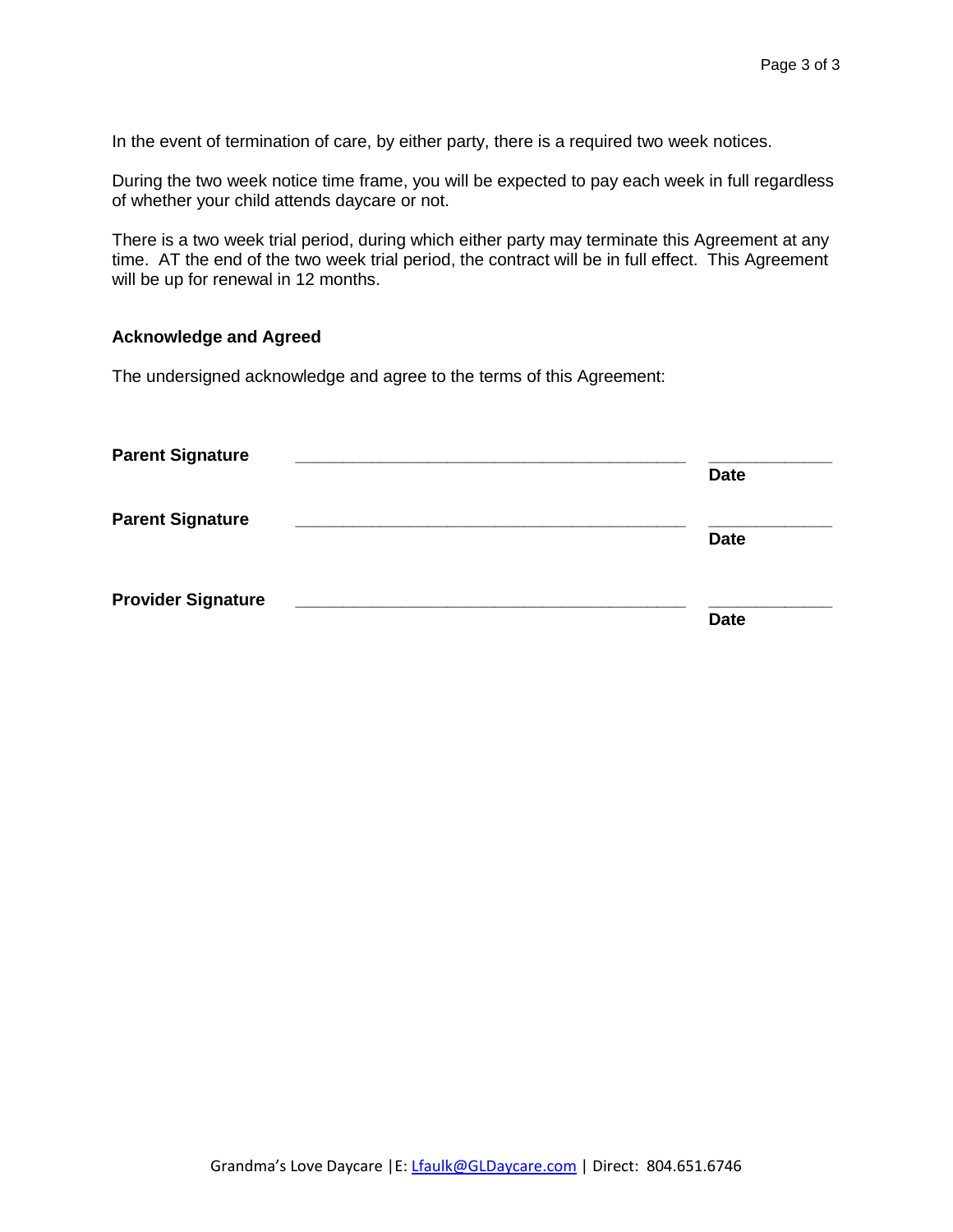In the event of termination of care, by either party, there is a required two week notices.

During the two week notice time frame, you will be expected to pay each week in full regardless of whether your child attends daycare or not.

There is a two week trial period, during which either party may terminate this Agreement at any time. AT the end of the two week trial period, the contract will be in full effect. This Agreement will be up for renewal in 12 months.

**Acknowledge and Agreed**

The undersigned acknowledge and agree to the terms of this Agreement:

**Parent Signature** ____________________________________________ ______________
**Date**

**Parent Signature** ____________________________________________ ______________
**Date**

**Provider Signature** ____________________________________________ ______________
**Date**

Grandma's Love Daycare | E: Lfaulk@GLDaycare.com | Direct: 804.651.6746